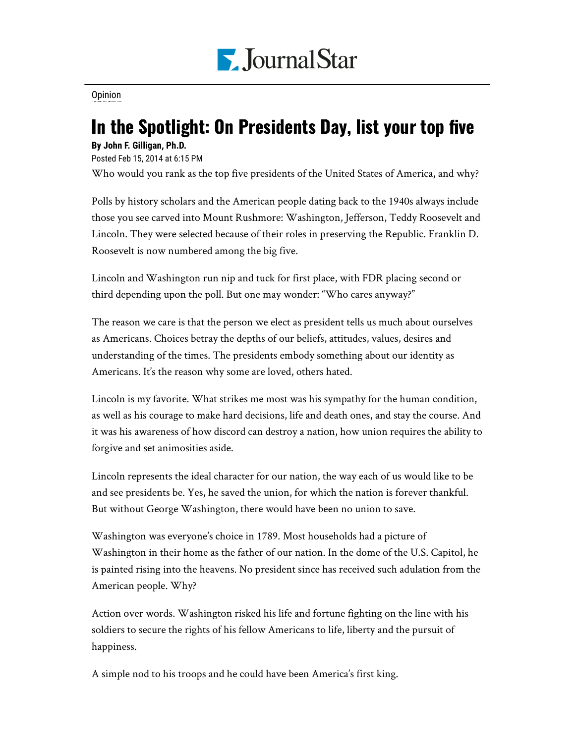Opinion

# In the Spotlight: On Presidents Day, list your top five

**By John F. Gilligan, Ph.D.**

Posted Feb 15, 2014 at 6:15 PM

Who would you rank as the top five presidents of the United States of America, and why?

Polls by history scholars and the American people dating back to the 1940s always include those you see carved into Mount Rushmore: Washington, Jefferson, Teddy Roosevelt and Lincoln. They were selected because of their roles in preserving the Republic. Franklin D. Roosevelt is now numbered among the big five.

Lincoln and Washington run nip and tuck for first place, with FDR placing second or third depending upon the poll. But one may wonder: "Who cares anyway?"

The reason we care is that the person we elect as president tells us much about ourselves as Americans. Choices betray the depths of our beliefs, attitudes, values, desires and understanding of the times. The presidents embody something about our identity as Americans. It's the reason why some are loved, others hated.

Lincoln is my favorite. What strikes me most was his sympathy for the human condition, as well as his courage to make hard decisions, life and death ones, and stay the course. And it was his awareness of how discord can destroy a nation, how union requires the ability to forgive and set animosities aside.

Lincoln represents the ideal character for our nation, the way each of us would like to be and see presidents be. Yes, he saved the union, for which the nation is forever thankful. But without George Washington, there would have been no union to save.

Washington was everyone's choice in 1789. Most households had a picture of Washington in their home as the father of our nation. In the dome of the U.S. Capitol, he is painted rising into the heavens. No president since has received such adulation from the American people. Why?

Action over words. Washington risked his life and fortune fighting on the line with his soldiers to secure the rights of his fellow Americans to life, liberty and the pursuit of happiness.

A simple nod to his troops and he could have been America's first king.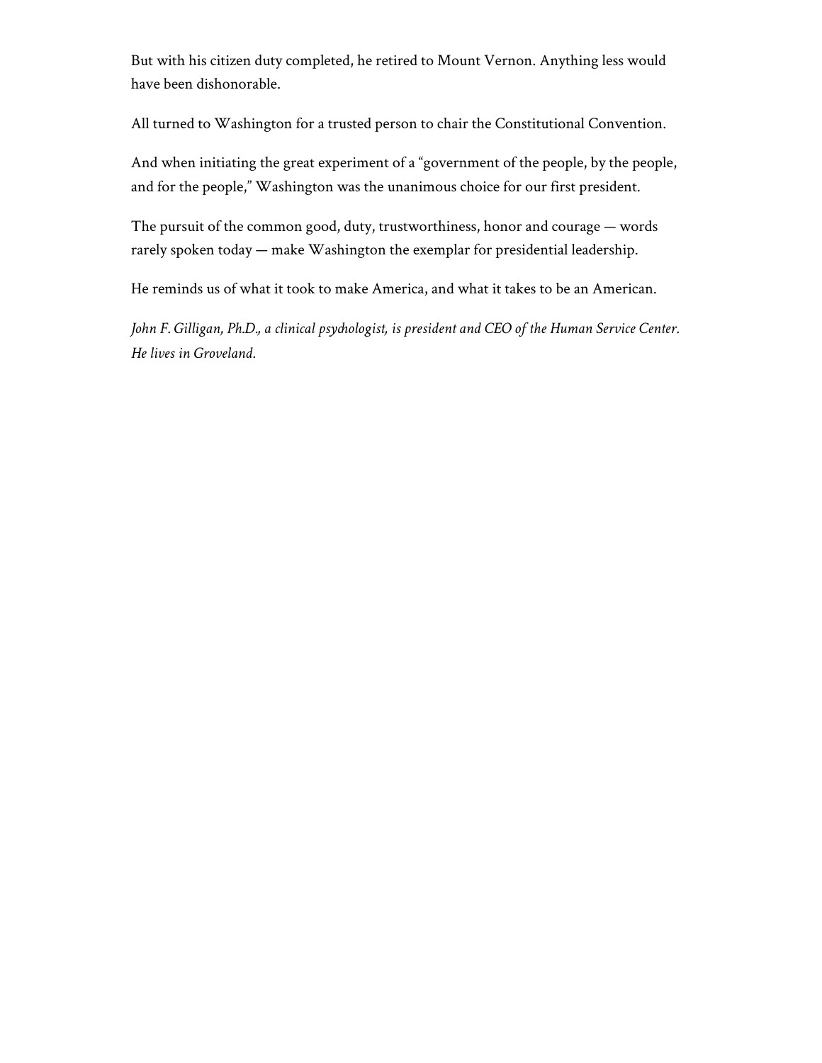But with his citizen duty completed, he retired to Mount Vernon. Anything less would have been dishonorable.

All turned to Washington for a trusted person to chair the Constitutional Convention.

And when initiating the great experiment of a "government of the people, by the people, and for the people," Washington was the unanimous choice for our first president.

The pursuit of the common good, duty, trustworthiness, honor and courage — words rarely spoken today — make Washington the exemplar for presidential leadership.

He reminds us of what it took to make America, and what it takes to be an American.

*John F. Gilligan, Ph.D., a clinical psychologist, is president and CEO of the Human Service Center. He lives in Groveland.*